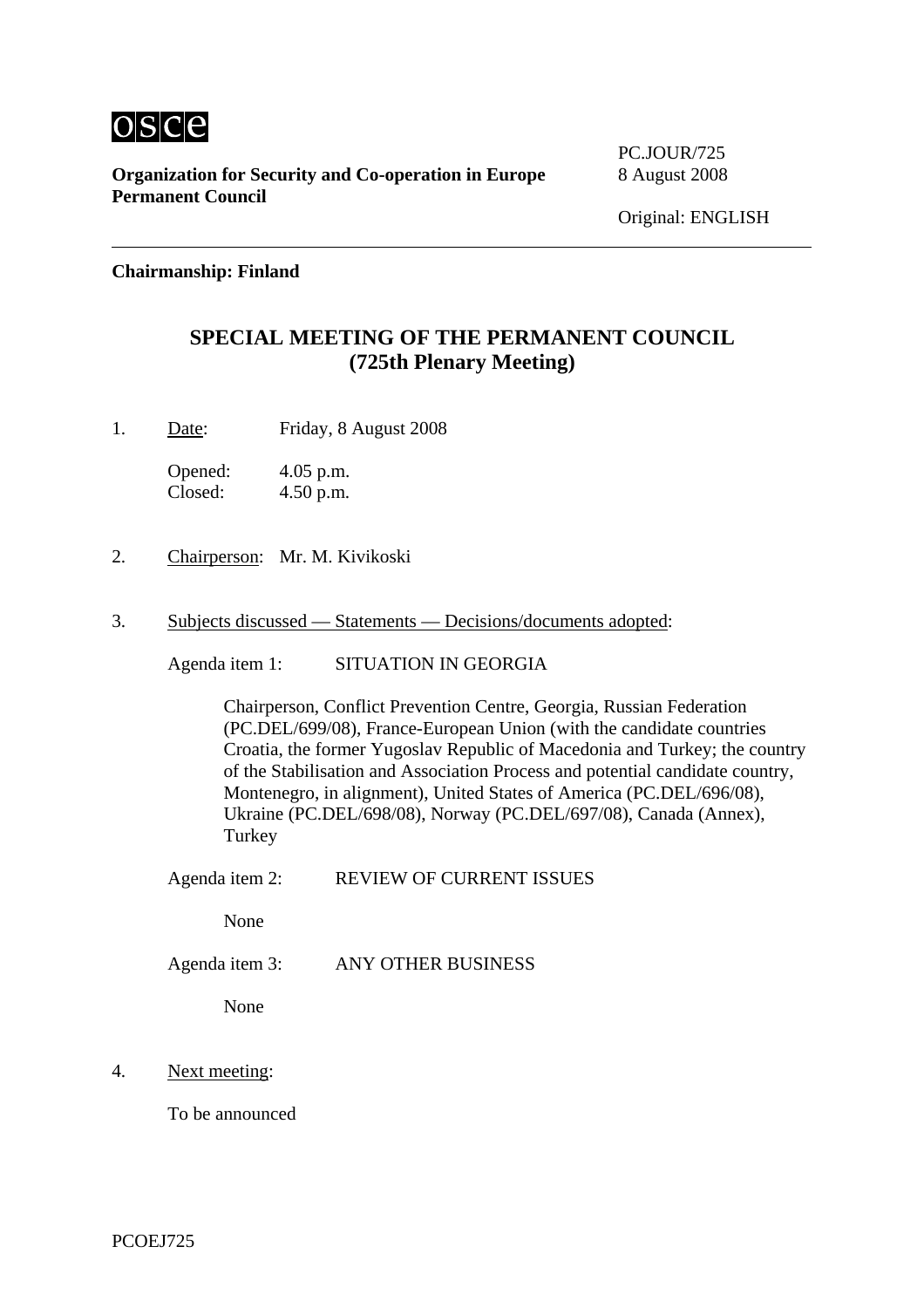osce

**Organization for Security and Co-operation in Europe**
**Permanent Council**

PC.JOUR/725
8 August 2008

Original: ENGLISH

---

**Chairmanship: Finland**

## SPECIAL MEETING OF THE PERMANENT COUNCIL
## (725th Plenary Meeting)

1. Date: Friday, 8 August 2008

   Opened: 4.05 p.m.
   Closed: 4.50 p.m.

2. Chairperson: Mr. M. Kivikoski

3. Subjects discussed — Statements — Decisions/documents adopted:

   Agenda item 1: SITUATION IN GEORGIA

   Chairperson, Conflict Prevention Centre, Georgia, Russian Federation (PC.DEL/699/08), France-European Union (with the candidate countries Croatia, the former Yugoslav Republic of Macedonia and Turkey; the country of the Stabilisation and Association Process and potential candidate country, Montenegro, in alignment), United States of America (PC.DEL/696/08), Ukraine (PC.DEL/698/08), Norway (PC.DEL/697/08), Canada (Annex), Turkey

   Agenda item 2: REVIEW OF CURRENT ISSUES

   None

   Agenda item 3: ANY OTHER BUSINESS

   None

4. Next meeting:

   To be announced

PCOEJ725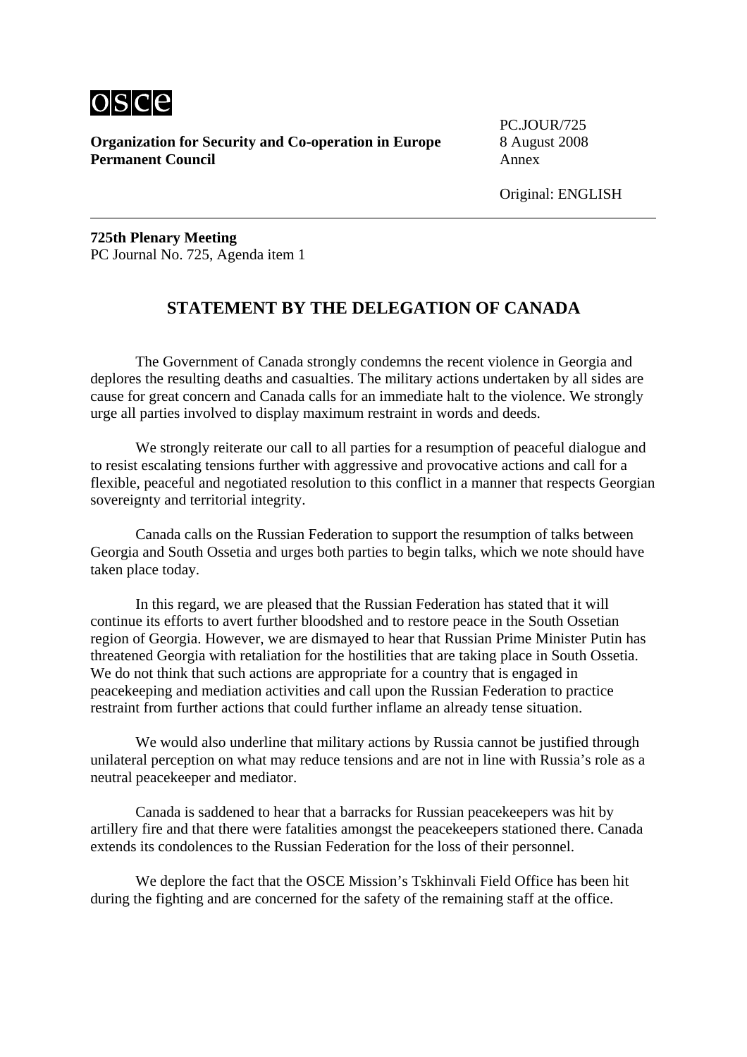**Organization for Security and Co-operation in Europe**
**Permanent Council**

PC.JOUR/725
8 August 2008
Annex

Original: ENGLISH

---

**725th Plenary Meeting**
PC Journal No. 725, Agenda item 1

## STATEMENT BY THE DELEGATION OF CANADA

The Government of Canada strongly condemns the recent violence in Georgia and deplores the resulting deaths and casualties. The military actions undertaken by all sides are cause for great concern and Canada calls for an immediate halt to the violence. We strongly urge all parties involved to display maximum restraint in words and deeds.

We strongly reiterate our call to all parties for a resumption of peaceful dialogue and to resist escalating tensions further with aggressive and provocative actions and call for a flexible, peaceful and negotiated resolution to this conflict in a manner that respects Georgian sovereignty and territorial integrity.

Canada calls on the Russian Federation to support the resumption of talks between Georgia and South Ossetia and urges both parties to begin talks, which we note should have taken place today.

In this regard, we are pleased that the Russian Federation has stated that it will continue its efforts to avert further bloodshed and to restore peace in the South Ossetian region of Georgia. However, we are dismayed to hear that Russian Prime Minister Putin has threatened Georgia with retaliation for the hostilities that are taking place in South Ossetia. We do not think that such actions are appropriate for a country that is engaged in peacekeeping and mediation activities and call upon the Russian Federation to practice restraint from further actions that could further inflame an already tense situation.

We would also underline that military actions by Russia cannot be justified through unilateral perception on what may reduce tensions and are not in line with Russia's role as a neutral peacekeeper and mediator.

Canada is saddened to hear that a barracks for Russian peacekeepers was hit by artillery fire and that there were fatalities amongst the peacekeepers stationed there. Canada extends its condolences to the Russian Federation for the loss of their personnel.

We deplore the fact that the OSCE Mission's Tskhinvali Field Office has been hit during the fighting and are concerned for the safety of the remaining staff at the office.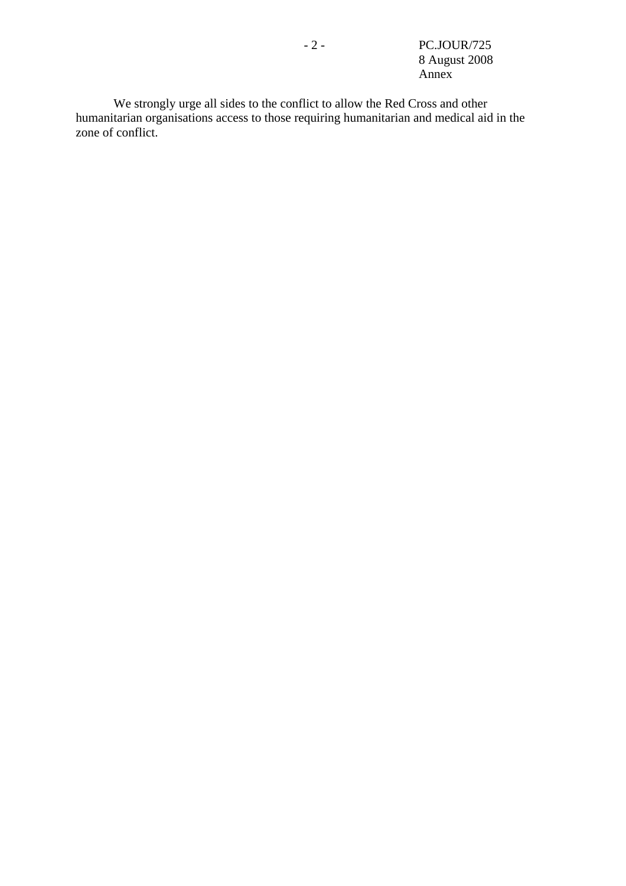We strongly urge all sides to the conflict to allow the Red Cross and other humanitarian organisations access to those requiring humanitarian and medical aid in the zone of conflict.